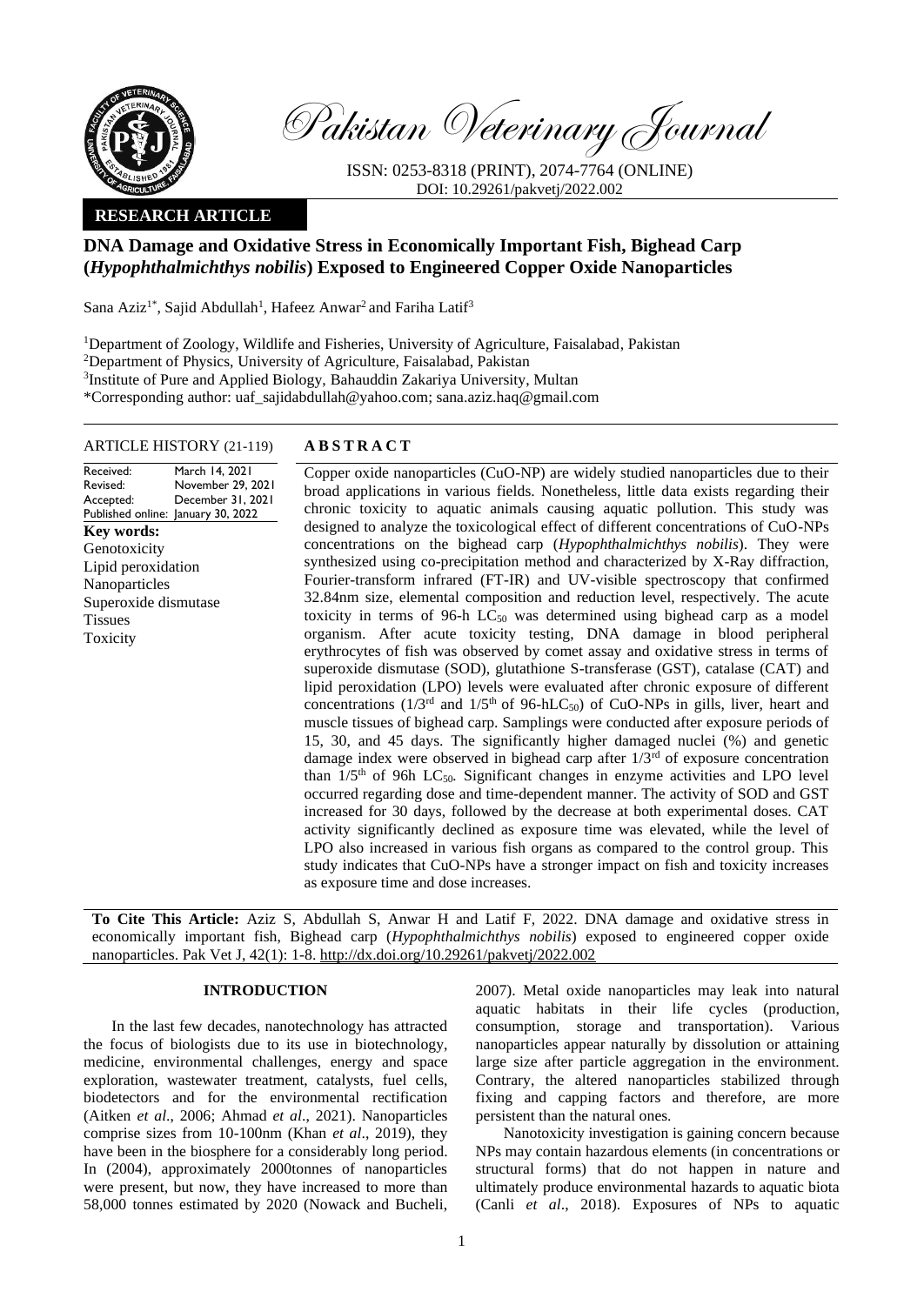Pakistan Veterinary Journal

ISSN: 0253-8318 (PRINT), 2074-7764 (ONLINE)
DOI: 10.29261/pakvetj/2022.002

**RESEARCH ARTICLE**

# DNA Damage and Oxidative Stress in Economically Important Fish, Bighead Carp (*Hypophthalmichthys nobilis*) Exposed to Engineered Copper Oxide Nanoparticles

Sana Aziz[1*], Sajid Abdullah[1], Hafeez Anwar[2] and Fariha Latif[3]

[1]Department of Zoology, Wildlife and Fisheries, University of Agriculture, Faisalabad, Pakistan
[2]Department of Physics, University of Agriculture, Faisalabad, Pakistan
[3]Institute of Pure and Applied Biology, Bahauddin Zakariya University, Multan
*Corresponding author: uaf_sajidabdullah@yahoo.com; sana.aziz.haq@gmail.com

**ARTICLE HISTORY** (21-119)

| | |
|---|---|
| Received: | March 14, 2021 |
| Revised: | November 29, 2021 |
| Accepted: | December 31, 2021 |
| Published online: | January 30, 2022 |

**Key words:**
Genotoxicity
Lipid peroxidation
Nanoparticles
Superoxide dismutase
Tissues
Toxicity

## ABSTRACT

Copper oxide nanoparticles (CuO-NP) are widely studied nanoparticles due to their broad applications in various fields. Nonetheless, little data exists regarding their chronic toxicity to aquatic animals causing aquatic pollution. This study was designed to analyze the toxicological effect of different concentrations of CuO-NPs concentrations on the bighead carp (*Hypophthalmichthys nobilis*). They were synthesized using co-precipitation method and characterized by X-Ray diffraction, Fourier-transform infrared (FT-IR) and UV-visible spectroscopy that confirmed 32.84nm size, elemental composition and reduction level, respectively. The acute toxicity in terms of 96-h $LC_{50}$ was determined using bighead carp as a model organism. After acute toxicity testing, DNA damage in blood peripheral erythrocytes of fish was observed by comet assay and oxidative stress in terms of superoxide dismutase (SOD), glutathione S-transferase (GST), catalase (CAT) and lipid peroxidation (LPO) levels were evaluated after chronic exposure of different concentrations ($1/3^{rd}$ and $1/5^{th}$ of 96-h$LC_{50}$) of CuO-NPs in gills, liver, heart and muscle tissues of bighead carp. Samplings were conducted after exposure periods of 15, 30, and 45 days. The significantly higher damaged nuclei (%) and genetic damage index were observed in bighead carp after $1/3^{rd}$ of exposure concentration than $1/5^{th}$ of 96h $LC_{50}$. Significant changes in enzyme activities and LPO level occurred regarding dose and time-dependent manner. The activity of SOD and GST increased for 30 days, followed by the decrease at both experimental doses. CAT activity significantly declined as exposure time was elevated, while the level of LPO also increased in various fish organs as compared to the control group. This study indicates that CuO-NPs have a stronger impact on fish and toxicity increases as exposure time and dose increases.

**To Cite This Article:** Aziz S, Abdullah S, Anwar H and Latif F, 2022. DNA damage and oxidative stress in economically important fish, Bighead carp (*Hypophthalmichthys nobilis*) exposed to engineered copper oxide nanoparticles. Pak Vet J, 42(1): 1-8. http://dx.doi.org/10.29261/pakvetj/2022.002

## INTRODUCTION

In the last few decades, nanotechnology has attracted the focus of biologists due to its use in biotechnology, medicine, environmental challenges, energy and space exploration, wastewater treatment, catalysts, fuel cells, biodetectors and for the environmental rectification (Aitken *et al*., 2006; Ahmad *et al*., 2021). Nanoparticles comprise sizes from 10-100nm (Khan *et al*., 2019), they have been in the biosphere for a considerably long period. In (2004), approximately 2000tonnes of nanoparticles were present, but now, they have increased to more than 58,000 tonnes estimated by 2020 (Nowack and Bucheli, 2007). Metal oxide nanoparticles may leak into natural aquatic habitats in their life cycles (production, consumption, storage and transportation). Various nanoparticles appear naturally by dissolution or attaining large size after particle aggregation in the environment. Contrary, the altered nanoparticles stabilized through fixing and capping factors and therefore, are more persistent than the natural ones.

Nanotoxicity investigation is gaining concern because NPs may contain hazardous elements (in concentrations or structural forms) that do not happen in nature and ultimately produce environmental hazards to aquatic biota (Canli *et al*., 2018). Exposures of NPs to aquatic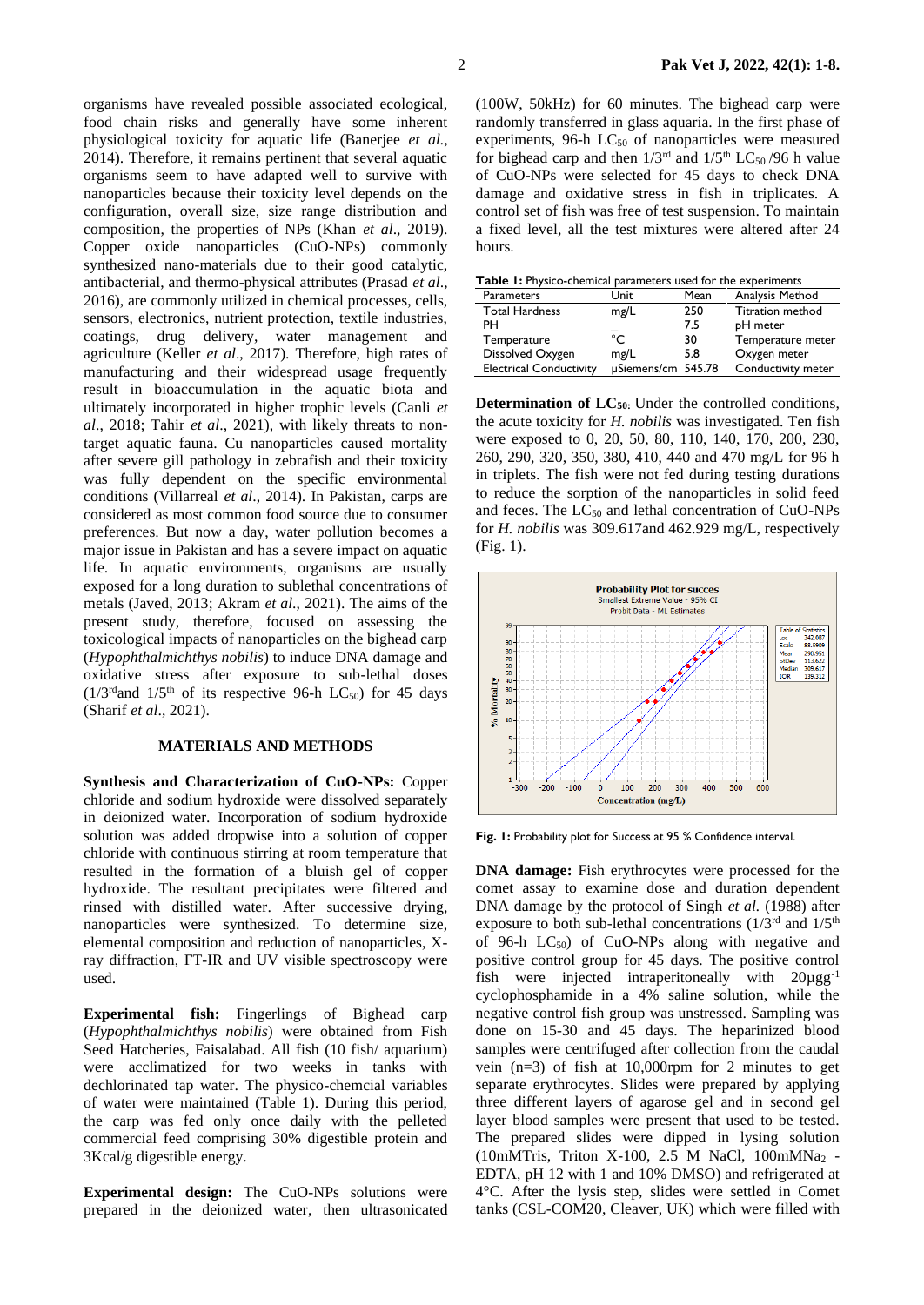organisms have revealed possible associated ecological, food chain risks and generally have some inherent physiological toxicity for aquatic life (Banerjee *et al.*, 2014). Therefore, it remains pertinent that several aquatic organisms seem to have adapted well to survive with nanoparticles because their toxicity level depends on the configuration, overall size, size range distribution and composition, the properties of NPs (Khan *et al*., 2019). Copper oxide nanoparticles (CuO-NPs) commonly synthesized nano-materials due to their good catalytic, antibacterial, and thermo-physical attributes (Prasad *et al*., 2016), are commonly utilized in chemical processes, cells, sensors, electronics, nutrient protection, textile industries, coatings, drug delivery, water management and agriculture (Keller *et al*., 2017). Therefore, high rates of manufacturing and their widespread usage frequently result in bioaccumulation in the aquatic biota and ultimately incorporated in higher trophic levels (Canli *et al*., 2018; Tahir *et al*., 2021), with likely threats to non-target aquatic fauna. Cu nanoparticles caused mortality after severe gill pathology in zebrafish and their toxicity was fully dependent on the specific environmental conditions (Villarreal *et al*., 2014). In Pakistan, carps are considered as most common food source due to consumer preferences. But now a day, water pollution becomes a major issue in Pakistan and has a severe impact on aquatic life. In aquatic environments, organisms are usually exposed for a long duration to sublethal concentrations of metals (Javed, 2013; Akram *et al*., 2021). The aims of the present study, therefore, focused on assessing the toxicological impacts of nanoparticles on the bighead carp (*Hypophthalmichthys nobilis*) to induce DNA damage and oxidative stress after exposure to sub-lethal doses ($1/3^{rd}$and $1/5^{th}$ of its respective 96-h $LC_{50}$) for 45 days (Sharif *et al*., 2021).

## MATERIALS AND METHODS

**Synthesis and Characterization of CuO-NPs:** Copper chloride and sodium hydroxide were dissolved separately in deionized water. Incorporation of sodium hydroxide solution was added dropwise into a solution of copper chloride with continuous stirring at room temperature that resulted in the formation of a bluish gel of copper hydroxide. The resultant precipitates were filtered and rinsed with distilled water. After successive drying, nanoparticles were synthesized. To determine size, elemental composition and reduction of nanoparticles, X-ray diffraction, FT-IR and UV visible spectroscopy were used.

**Experimental fish:** Fingerlings of Bighead carp (*Hypophthalmichthys nobilis*) were obtained from Fish Seed Hatcheries, Faisalabad. All fish (10 fish/ aquarium) were acclimatized for two weeks in tanks with dechlorinated tap water. The physico-chemcial variables of water were maintained (Table 1). During this period, the carp was fed only once daily with the pelleted commercial feed comprising 30% digestible protein and 3Kcal/g digestible energy.

**Experimental design:** The CuO-NPs solutions were prepared in the deionized water, then ultrasonicated (100W, 50kHz) for 60 minutes. The bighead carp were randomly transferred in glass aquaria. In the first phase of experiments, 96-h $LC_{50}$ of nanoparticles were measured for bighead carp and then $1/3^{rd}$ and $1/5^{th}$ $LC_{50}$ /96 h value of CuO-NPs were selected for 45 days to check DNA damage and oxidative stress in fish in triplicates. A control set of fish was free of test suspension. To maintain a fixed level, all the test mixtures were altered after 24 hours.

**Table 1:** Physico-chemical parameters used for the experiments

| Parameters | Unit | Mean | Analysis Method |
|---|---|---|---|
| Total Hardness | mg/L | 250 | Titration method |
| PH | _ | 7.5 | pH meter |
| Temperature | °C | 30 | Temperature meter |
| Dissolved Oxygen | mg/L | 5.8 | Oxygen meter |
| Electrical Conductivity | µSiemens/cm | 545.78 | Conductivity meter |

**Determination of $LC_{50}$:** Under the controlled conditions, the acute toxicity for *H. nobilis* was investigated. Ten fish were exposed to 0, 20, 50, 80, 110, 140, 170, 200, 230, 260, 290, 320, 350, 380, 410, 440 and 470 mg/L for 96 h in triplets. The fish were not fed during testing durations to reduce the sorption of the nanoparticles in solid feed and feces. The $LC_{50}$ and lethal concentration of CuO-NPs for *H. nobilis* was 309.617and 462.929 mg/L, respectively (Fig. 1).

**Fig. 1:** Probability plot for Success at 95 % Confidence interval.

**DNA damage:** Fish erythrocytes were processed for the comet assay to examine dose and duration dependent DNA damage by the protocol of Singh *et al.* (1988) after exposure to both sub-lethal concentrations ($1/3^{rd}$ and $1/5^{th}$ of 96-h $LC_{50}$) of CuO-NPs along with negative and positive control group for 45 days. The positive control fish were injected intraperitoneally with $20\mu gg^{-1}$ cyclophosphamide in a 4% saline solution, while the negative control fish group was unstressed. Sampling was done on 15-30 and 45 days. The heparinized blood samples were centrifuged after collection from the caudal vein (n=3) of fish at 10,000rpm for 2 minutes to get separate erythrocytes. Slides were prepared by applying three different layers of agarose gel and in second gel layer blood samples were present that used to be tested. The prepared slides were dipped in lysing solution (10mMTris, Triton X-100, 2.5 M NaCl, 100mM$Na_2$ -EDTA, pH 12 with 1 and 10% DMSO) and refrigerated at 4°C. After the lysis step, slides were settled in Comet tanks (CSL-COM20, Cleaver, UK) which were filled with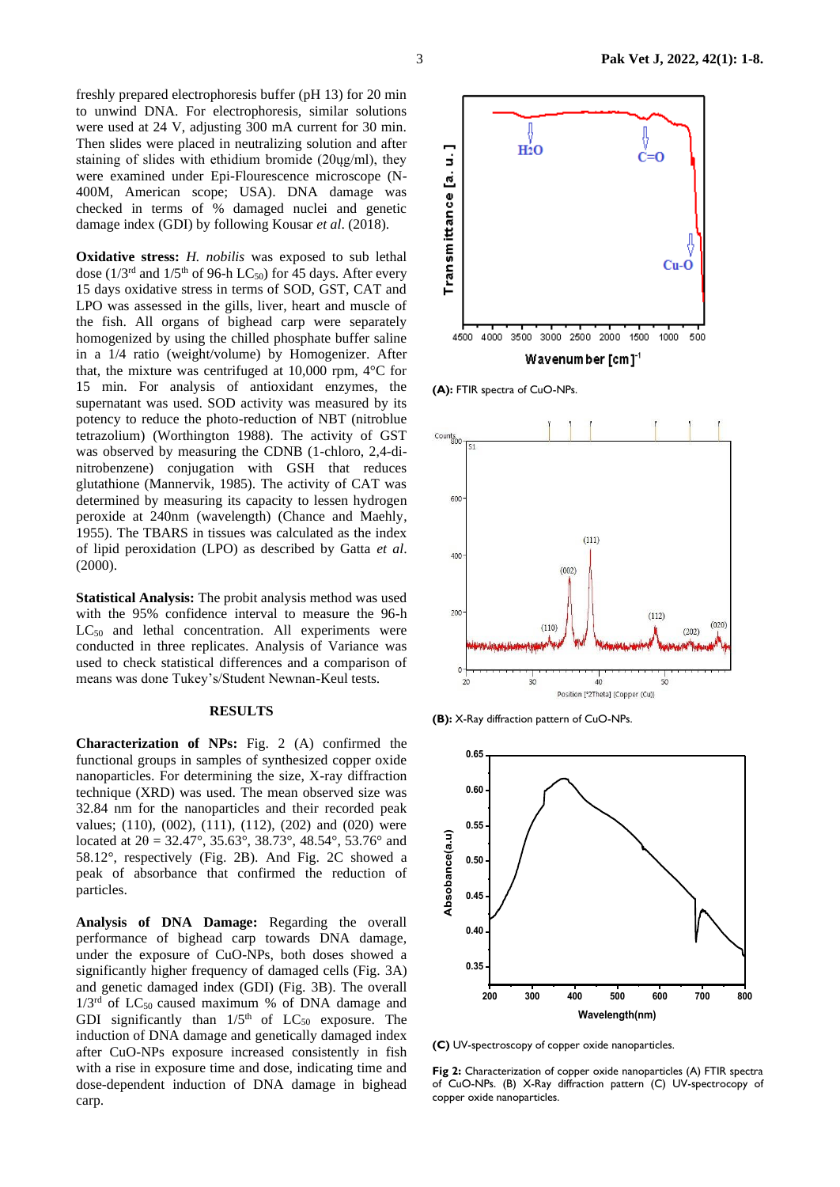freshly prepared electrophoresis buffer (pH 13) for 20 min to unwind DNA. For electrophoresis, similar solutions were used at 24 V, adjusting 300 mA current for 30 min. Then slides were placed in neutralizing solution and after staining of slides with ethidium bromide (20μg/ml), they were examined under Epi-Flourescence microscope (N-400M, American scope; USA). DNA damage was checked in terms of % damaged nuclei and genetic damage index (GDI) by following Kousar *et al*. (2018).

**Oxidative stress:** *H. nobilis* was exposed to sub lethal dose ($1/3^{rd}$ and $1/5^{th}$ of 96-h $LC_{50}$) for 45 days. After every 15 days oxidative stress in terms of SOD, GST, CAT and LPO was assessed in the gills, liver, heart and muscle of the fish. All organs of bighead carp were separately homogenized by using the chilled phosphate buffer saline in a 1/4 ratio (weight/volume) by Homogenizer. After that, the mixture was centrifuged at 10,000 rpm, 4°C for 15 min. For analysis of antioxidant enzymes, the supernatant was used. SOD activity was measured by its potency to reduce the photo-reduction of NBT (nitroblue tetrazolium) (Worthington 1988). The activity of GST was observed by measuring the CDNB (1-chloro, 2,4-di-nitrobenzene) conjugation with GSH that reduces glutathione (Mannervik, 1985). The activity of CAT was determined by measuring its capacity to lessen hydrogen peroxide at 240nm (wavelength) (Chance and Maehly, 1955). The TBARS in tissues was calculated as the index of lipid peroxidation (LPO) as described by Gatta *et al*. (2000).

**Statistical Analysis:** The probit analysis method was used with the 95% confidence interval to measure the 96-h $LC_{50}$ and lethal concentration. All experiments were conducted in three replicates. Analysis of Variance was used to check statistical differences and a comparison of means was done Tukey's/Student Newnan-Keul tests.

## RESULTS

**Characterization of NPs:** Fig. 2 (A) confirmed the functional groups in samples of synthesized copper oxide nanoparticles. For determining the size, X-ray diffraction technique (XRD) was used. The mean observed size was 32.84 nm for the nanoparticles and their recorded peak values; (110), (002), (111), (112), (202) and (020) were located at $2\theta$ = 32.47°, 35.63°, 38.73°, 48.54°, 53.76° and 58.12°, respectively (Fig. 2B). And Fig. 2C showed a peak of absorbance that confirmed the reduction of particles.

**Analysis of DNA Damage:** Regarding the overall performance of bighead carp towards DNA damage, under the exposure of CuO-NPs, both doses showed a significantly higher frequency of damaged cells (Fig. 3A) and genetic damaged index (GDI) (Fig. 3B). The overall $1/3^{rd}$ of $LC_{50}$ caused maximum % of DNA damage and GDI significantly than $1/5^{th}$ of $LC_{50}$ exposure. The induction of DNA damage and genetically damaged index after CuO-NPs exposure increased consistently in fish with a rise in exposure time and dose, indicating time and dose-dependent induction of DNA damage in bighead carp.

**(A):** FTIR spectra of CuO-NPs.

**(B):** X-Ray diffraction pattern of CuO-NPs.

**(C)** UV-spectroscopy of copper oxide nanoparticles.

**Fig 2:** Characterization of copper oxide nanoparticles (A) FTIR spectra of CuO-NPs. (B) X-Ray diffraction pattern (C) UV-spectrocopy of copper oxide nanoparticles.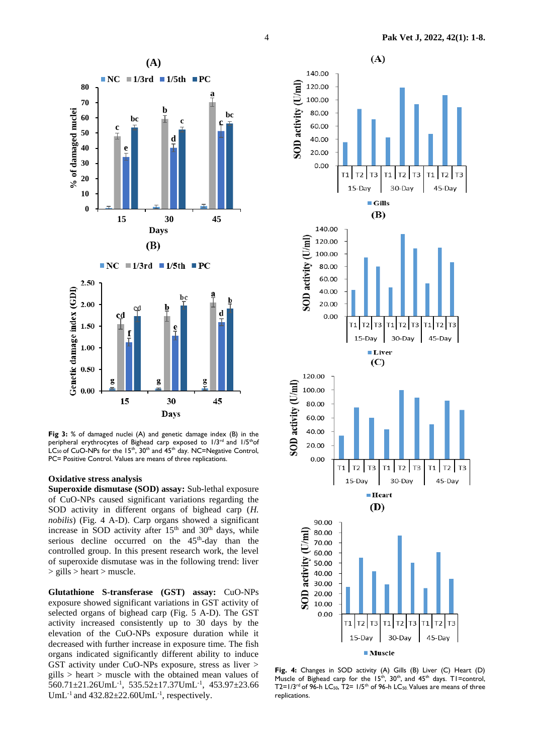**Fig 3:** % of damaged nuclei (A) and genetic damage index (B) in the peripheral erythrocytes of Bighead carp exposed to 1/3rd and 1/5th of $LC_{50}$ of CuO-NPs for the 15th, 30th and 45th day. NC=Negative Control, PC= Positive Control. Values are means of three replications.

### Oxidative stress analysis

**Superoxide dismutase (SOD) assay:** Sub-lethal exposure of CuO-NPs caused significant variations regarding the SOD activity in different organs of bighead carp (*H. nobilis*) (Fig. 4 A-D). Carp organs showed a significant increase in SOD activity after 15th and 30th days, while serious decline occurred on the 45th-day than the controlled group. In this present research work, the level of superoxide dismutase was in the following trend: liver > gills > heart > muscle.

**Glutathione S-transferase (GST) assay:** CuO-NPs exposure showed significant variations in GST activity of selected organs of bighead carp (Fig. 5 A-D). The GST activity increased consistently up to 30 days by the elevation of the CuO-NPs exposure duration while it decreased with further increase in exposure time. The fish organs indicated significantly different ability to induce GST activity under CuO-NPs exposure, stress as liver > gills > heart > muscle with the obtained mean values of 560.71±21.26UmL$^{-1}$, 535.52±17.37UmL$^{-1}$, 453.97±23.66 UmL$^{-1}$ and 432.82±22.60UmL$^{-1}$, respectively.

**Fig. 4:** Changes in SOD activity (A) Gills (B) Liver (C) Heart (D) Muscle of Bighead carp for the 15th, 30th, and 45th days. T1=control, T2=1/3rd of 96-h $LC_{50}$, T2= 1/5th of 96-h $LC_{50}$. Values are means of three replications.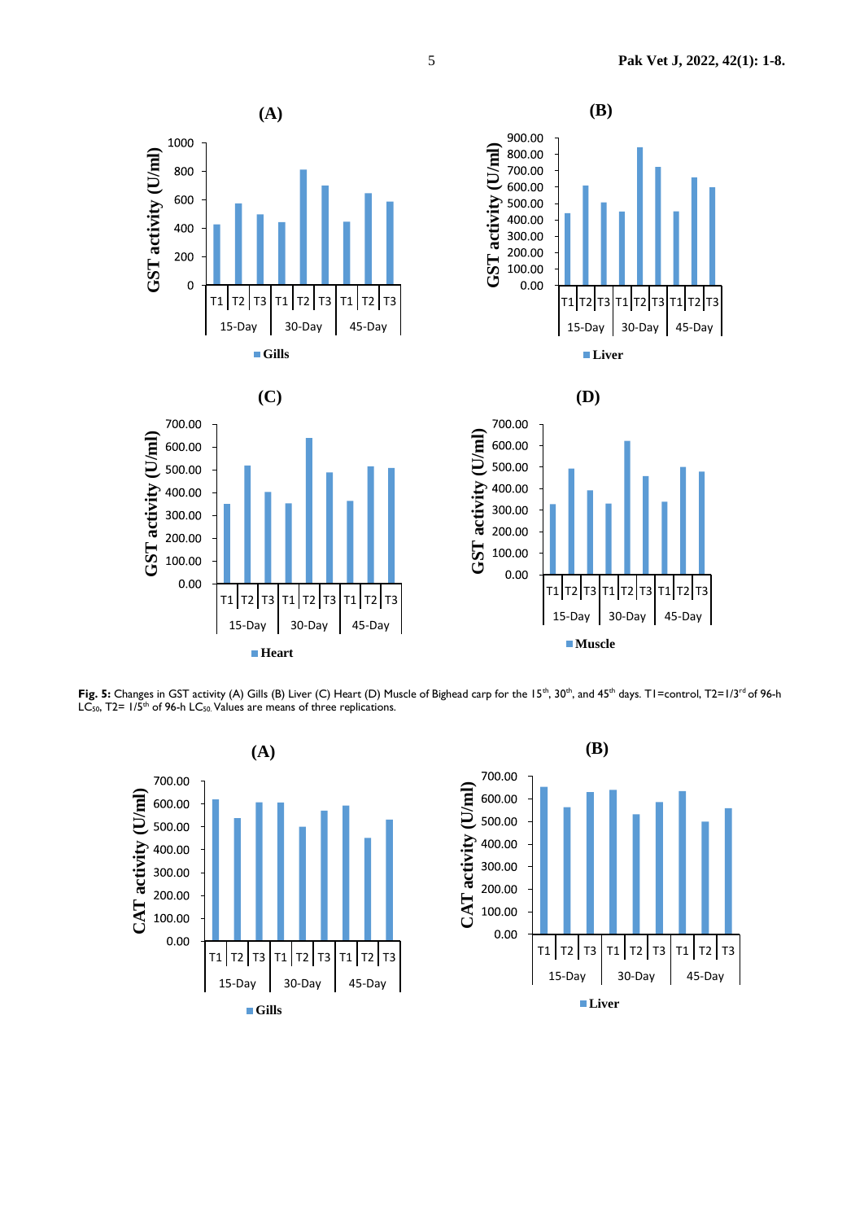**Fig. 5:** Changes in GST activity (A) Gills (B) Liver (C) Heart (D) Muscle of Bighead carp for the 15[th], 30[th], and 45[th] days. T1=control, T2=1/3[rd] of 96-h $LC_{50}$, T2= 1/5[th] of 96-h $LC_{50.}$ Values are means of three replications.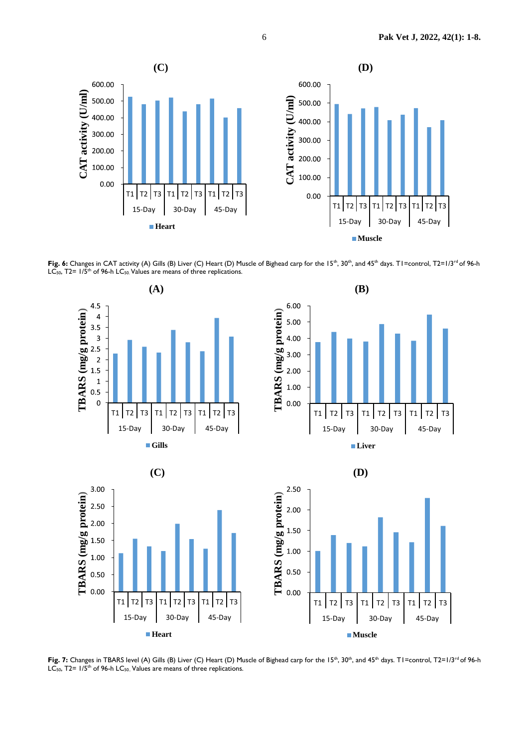**Fig. 6:** Changes in CAT activity (A) Gills (B) Liver (C) Heart (D) Muscle of Bighead carp for the 15[th], 30[th], and 45[th] days. T1=control, T2=1/3[rd] of 96-h $LC_{50}$, T2= 1/5[th] of 96-h $LC_{50}$. Values are means of three replications.

**Fig. 7:** Changes in TBARS level (A) Gills (B) Liver (C) Heart (D) Muscle of Bighead carp for the 15[th], 30[th], and 45[th] days. T1=control, T2=1/3[rd] of 96-h $LC_{50}$, T2= 1/5[th] of 96-h $LC_{50}$. Values are means of three replications.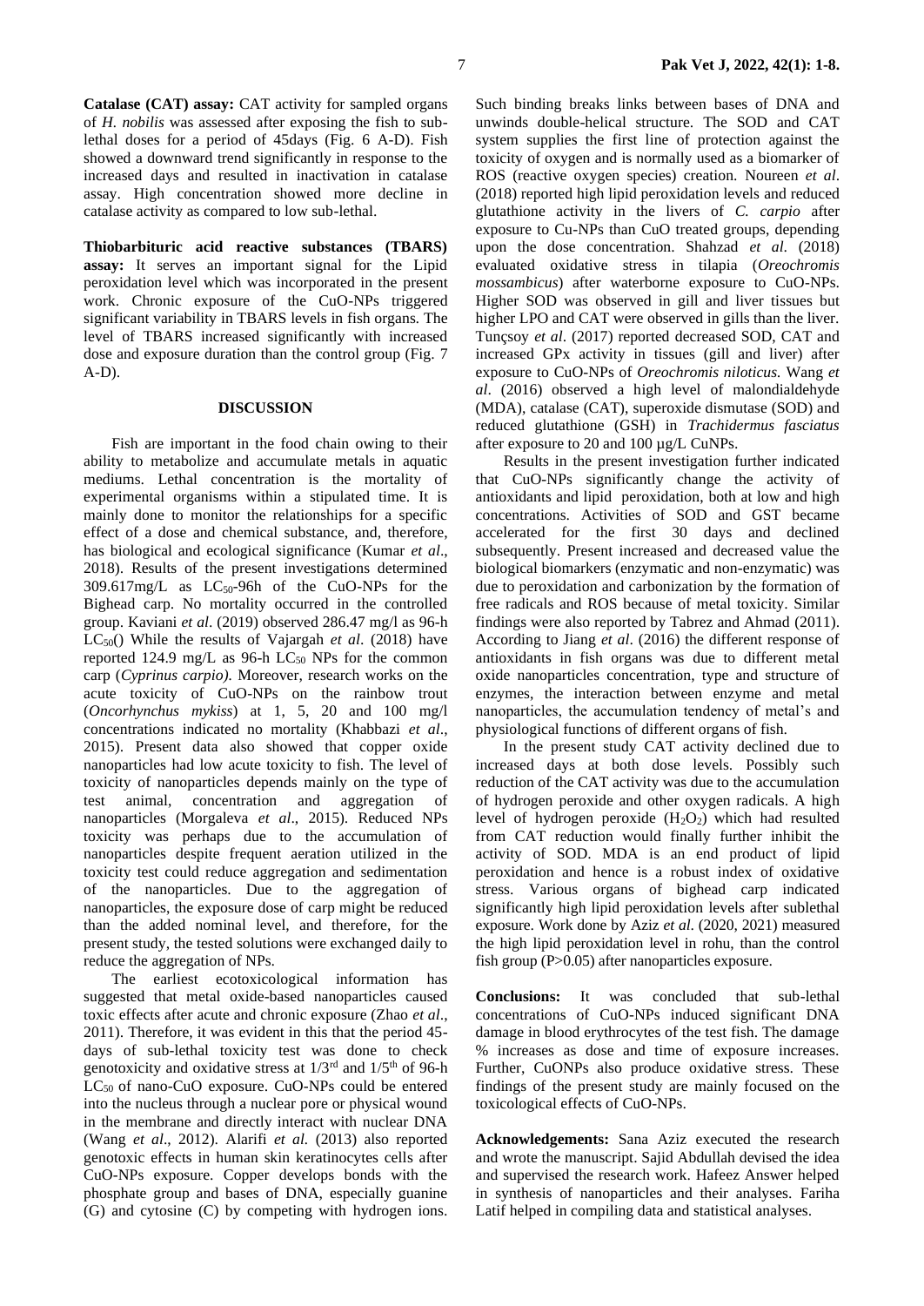**Catalase (CAT) assay:** CAT activity for sampled organs of *H. nobilis* was assessed after exposing the fish to sub-lethal doses for a period of 45days (Fig. 6 A-D). Fish showed a downward trend significantly in response to the increased days and resulted in inactivation in catalase assay. High concentration showed more decline in catalase activity as compared to low sub-lethal.

**Thiobarbituric acid reactive substances (TBARS) assay:** It serves an important signal for the Lipid peroxidation level which was incorporated in the present work. Chronic exposure of the CuO-NPs triggered significant variability in TBARS levels in fish organs. The level of TBARS increased significantly with increased dose and exposure duration than the control group (Fig. 7 A-D).

## DISCUSSION

Fish are important in the food chain owing to their ability to metabolize and accumulate metals in aquatic mediums. Lethal concentration is the mortality of experimental organisms within a stipulated time. It is mainly done to monitor the relationships for a specific effect of a dose and chemical substance, and, therefore, has biological and ecological significance (Kumar *et al*., 2018). Results of the present investigations determined 309.617mg/L as $LC_{50}$-96h of the CuO-NPs for the Bighead carp. No mortality occurred in the controlled group. Kaviani *et al*. (2019) observed 286.47 mg/l as 96-h $LC_{50}$() While the results of Vajargah *et al*. (2018) have reported 124.9 mg/L as 96-h $LC_{50}$ NPs for the common carp (*Cyprinus carpio)*. Moreover, research works on the acute toxicity of CuO-NPs on the rainbow trout (*Oncorhynchus mykiss*) at 1, 5, 20 and 100 mg/l concentrations indicated no mortality (Khabbazi *et al*., 2015). Present data also showed that copper oxide nanoparticles had low acute toxicity to fish. The level of toxicity of nanoparticles depends mainly on the type of test animal, concentration and aggregation of nanoparticles (Morgaleva *et al*., 2015). Reduced NPs toxicity was perhaps due to the accumulation of nanoparticles despite frequent aeration utilized in the toxicity test could reduce aggregation and sedimentation of the nanoparticles. Due to the aggregation of nanoparticles, the exposure dose of carp might be reduced than the added nominal level, and therefore, for the present study, the tested solutions were exchanged daily to reduce the aggregation of NPs.

The earliest ecotoxicological information has suggested that metal oxide-based nanoparticles caused toxic effects after acute and chronic exposure (Zhao *et al*., 2011). Therefore, it was evident in this that the period 45-days of sub-lethal toxicity test was done to check genotoxicity and oxidative stress at $1/3^{rd}$ and $1/5^{th}$ of 96-h $LC_{50}$ of nano-CuO exposure. CuO-NPs could be entered into the nucleus through a nuclear pore or physical wound in the membrane and directly interact with nuclear DNA (Wang *et al*., 2012). Alarifi *et al.* (2013) also reported genotoxic effects in human skin keratinocytes cells after CuO-NPs exposure. Copper develops bonds with the phosphate group and bases of DNA, especially guanine (G) and cytosine (C) by competing with hydrogen ions. Such binding breaks links between bases of DNA and unwinds double-helical structure. The SOD and CAT system supplies the first line of protection against the toxicity of oxygen and is normally used as a biomarker of ROS (reactive oxygen species) creation. Noureen *et al*. (2018) reported high lipid peroxidation levels and reduced glutathione activity in the livers of *C. carpio* after exposure to Cu-NPs than CuO treated groups, depending upon the dose concentration. Shahzad *et al.* (2018) evaluated oxidative stress in tilapia (*Oreochromis mossambicus*) after waterborne exposure to CuO-NPs. Higher SOD was observed in gill and liver tissues but higher LPO and CAT were observed in gills than the liver. Tunçsoy *et al*. (2017) reported decreased SOD, CAT and increased GPx activity in tissues (gill and liver) after exposure to CuO-NPs of *Oreochromis niloticus.* Wang *et al*. (2016) observed a high level of malondialdehyde (MDA), catalase (CAT), superoxide dismutase (SOD) and reduced glutathione (GSH) in *Trachidermus fasciatus* after exposure to 20 and 100 µg/L CuNPs.

Results in the present investigation further indicated that CuO-NPs significantly change the activity of antioxidants and lipid peroxidation, both at low and high concentrations. Activities of SOD and GST became accelerated for the first 30 days and declined subsequently. Present increased and decreased value the biological biomarkers (enzymatic and non-enzymatic) was due to peroxidation and carbonization by the formation of free radicals and ROS because of metal toxicity. Similar findings were also reported by Tabrez and Ahmad (2011). According to Jiang *et al*. (2016) the different response of antioxidants in fish organs was due to different metal oxide nanoparticles concentration, type and structure of enzymes, the interaction between enzyme and metal nanoparticles, the accumulation tendency of metal's and physiological functions of different organs of fish.

In the present study CAT activity declined due to increased days at both dose levels. Possibly such reduction of the CAT activity was due to the accumulation of hydrogen peroxide and other oxygen radicals. A high level of hydrogen peroxide ($H_2O_2$) which had resulted from CAT reduction would finally further inhibit the activity of SOD. MDA is an end product of lipid peroxidation and hence is a robust index of oxidative stress. Various organs of bighead carp indicated significantly high lipid peroxidation levels after sublethal exposure. Work done by Aziz *et al*. (2020, 2021) measured the high lipid peroxidation level in rohu, than the control fish group ($P>0.05$) after nanoparticles exposure.

**Conclusions:** It was concluded that sub-lethal concentrations of CuO-NPs induced significant DNA damage in blood erythrocytes of the test fish. The damage % increases as dose and time of exposure increases. Further, CuONPs also produce oxidative stress. These findings of the present study are mainly focused on the toxicological effects of CuO-NPs.

**Acknowledgements:** Sana Aziz executed the research and wrote the manuscript. Sajid Abdullah devised the idea and supervised the research work. Hafeez Answer helped in synthesis of nanoparticles and their analyses. Fariha Latif helped in compiling data and statistical analyses.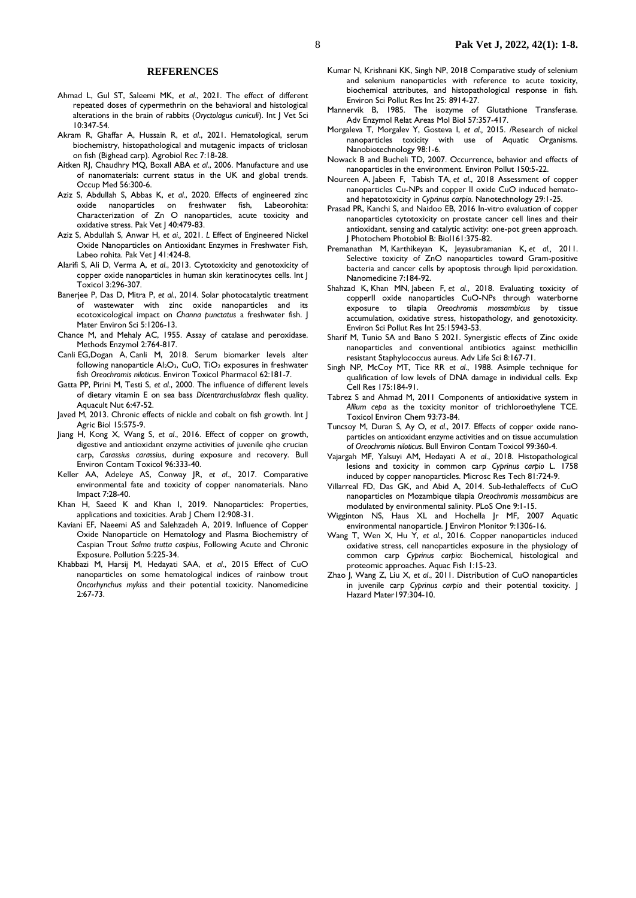## REFERENCES

Ahmad L, Gul ST, Saleemi MK, *et al*., 2021. The effect of different repeated doses of cypermethrin on the behavioral and histological alterations in the brain of rabbits (*Oryctolagus cuniculi*). Int J Vet Sci 10:347-54.

Akram R, Ghaffar A, Hussain R, *et al*., 2021. Hematological, serum biochemistry, histopathological and mutagenic impacts of triclosan on fish (Bighead carp). Agrobiol Rec 7:18-28.

Aitken RJ, Chaudhry MQ, Boxall ABA *et al*., 2006. Manufacture and use of nanomaterials: current status in the UK and global trends. Occup Med 56:300-6.

Aziz S, Abdullah S, Abbas K, *et al*., 2020. Effects of engineered zinc oxide nanoparticles on freshwater fish, Labeorohita: Characterization of Zn O nanoparticles, acute toxicity and oxidative stress. Pak Vet J 40:479-83.

Aziz S, Abdullah S, Anwar H, *et ai.,* 2021. *L* Effect of Engineered Nickel Oxide Nanoparticles on Antioxidant Enzymes in Freshwater Fish, Labeo rohita. Pak Vet J 41:424-8.

Alarifi S, Ali D, Verma A, *et al*., 2013. Cytotoxicity and genotoxicity of copper oxide nanoparticles in human skin keratinocytes cells. Int J Toxicol 3:296-307.

Banerjee P, Das D, Mitra P, *et al*., 2014. Solar photocatalytic treatment of wastewater with zinc oxide nanoparticles and its ecotoxicological impact on *Channa punctatus* a freshwater fish. J Mater Environ Sci 5:1206-13.

Chance M, and Mehaly AC, 1955. Assay of catalase and peroxidase. Methods Enzymol 2:764-817.

Canli EG,Dogan A, Canli M, 2018. Serum biomarker levels alter following nanoparticle $Al_2O_3$, CuO, $TiO_2$ exposures in freshwater fish *Oreochromis niloticus*. Environ Toxicol Pharmacol 62:181-7.

Gatta PP, Pirini M, Testi S, *et al*., 2000. The influence of different levels of dietary vitamin E on sea bass *Dicentrarchuslabrax* flesh quality. Aquacult Nut 6:47-52.

Javed M, 2013. Chronic effects of nickle and cobalt on fish growth. Int J Agric Biol 15:575-9.

Jiang H, Kong X, Wang S, *et al*., 2016. Effect of copper on growth, digestive and antioxidant enzyme activities of juvenile qihe crucian carp, *Carassius carassius*, during exposure and recovery. Bull Environ Contam Toxicol 96:333-40.

Keller AA, Adeleye AS, Conway JR, *et al*., 2017. Comparative environmental fate and toxicity of copper nanomaterials. Nano Impact 7:28-40.

Khan H, Saeed K and Khan I, 2019. Nanoparticles: Properties, applications and toxicities. Arab J Chem 12:908-31.

Kaviani EF, Naeemi AS and Salehzadeh A, 2019. Influence of Copper Oxide Nanoparticle on Hematology and Plasma Biochemistry of Caspian Trout *Salmo trutta caspius*, Following Acute and Chronic Exposure. Pollution 5:225-34.

Khabbazi M, Harsij M, Hedayati SAA, *et al*., 2015 Effect of CuO nanoparticles on some hematological indices of rainbow trout *Oncorhynchus mykiss* and their potential toxicity. Nanomedicine 2:67-73.

Kumar N, Krishnani KK, Singh NP, 2018 Comparative study of selenium and selenium nanoparticles with reference to acute toxicity, biochemical attributes, and histopathological response in fish. Environ Sci Pollut Res Int 25: 8914-27.

Mannervik B, 1985. The isozyme of Glutathione Transferase. Adv Enzymol Relat Areas Mol Biol 57:357-417.

Morgaleva T, Morgalev Y, Gosteva I, *et al.,* 2015. /Research of nickel nanoparticles toxicity with use of Aquatic Organisms. Nanobiotechnology 98:1-6.

Nowack B and Bucheli TD, 2007. Occurrence, behavior and effects of nanoparticles in the environment. Environ Pollut 150:5-22.

Noureen A, Jabeen F, Tabish TA, *et al*., 2018 Assessment of copper nanoparticles Cu-NPs and copper II oxide CuO induced hemato-and hepatotoxicity in *Cyprinus carpio.* Nanotechnology 29:1-25.

Prasad PR, Kanchi S, and Naidoo EB, 2016 In-vitro evaluation of copper nanoparticles cytotoxicity on prostate cancer cell lines and their antioxidant, sensing and catalytic activity: one-pot green approach. J Photochem Photobiol B: Biol161:375-82.

Premanathan M, Karthikeyan K, Jeyasubramanian K, *et al.,* 2011. Selective toxicity of ZnO nanoparticles toward Gram-positive bacteria and cancer cells by apoptosis through lipid peroxidation. Nanomedicine 7:184-92.

Shahzad K, Khan MN, Jabeen F, *et al*., 2018. Evaluating toxicity of copperII oxide nanoparticles CuO-NPs through waterborne exposure to tilapia *Oreochromis mossambicus* by tissue accumulation, oxidative stress, histopathology, and genotoxicity. Environ Sci Pollut Res Int 25:15943-53.

Sharif M, Tunio SA and Bano S 2021. Synergistic effects of Zinc oxide nanoparticles and conventional antibiotics against methicillin resistant Staphylococcus aureus. Adv Life Sci 8:167-71.

Singh NP, McCoy MT, Tice RR *et al*., 1988. Asimple technique for qualification of low levels of DNA damage in individual cells. Exp Cell Res 175:184-91.

Tabrez S and Ahmad M, 2011 Components of antioxidative system in *Allium cepa* as the toxicity monitor of trichloroethylene TCE. Toxicol Environ Chem 93:73-84.

Tuncsoy M, Duran S, Ay O, *et al*., 2017. Effects of copper oxide nano-particles on antioxidant enzyme activities and on tissue accumulation of *Oreochromis niloticus*. Bull Environ Contam Toxicol 99:360-4.

Vajargah MF, Yalsuyi AM, Hedayati A *et al*., 2018. Histopathological lesions and toxicity in common carp *Cyprinus carpio* L. 1758 induced by copper nanoparticles. Microsc Res Tech 81:724-9.

Villarreal FD, Das GK, and Abid A, 2014. Sub-lethaleffects of CuO nanoparticles on Mozambique tilapia *Oreochromis mossambicus* are modulated by environmental salinity. PLoS One 9:1-15.

Wigginton NS, Haus XL and Hochella Jr MF, 2007 Aquatic environmental nanoparticle. J Environ Monitor 9:1306-16.

Wang T, Wen X, Hu Y, *et al*., 2016. Copper nanoparticles induced oxidative stress, cell nanoparticles exposure in the physiology of common carp *Cyprinus carpio*: Biochemical, histological and proteomic approaches. Aquac Fish 1:15-23.

Zhao J, Wang Z, Liu X, *et al*., 2011. Distribution of CuO nanoparticles in juvenile carp *Cyprinus carpio* and their potential toxicity. J Hazard Mater197:304-10.